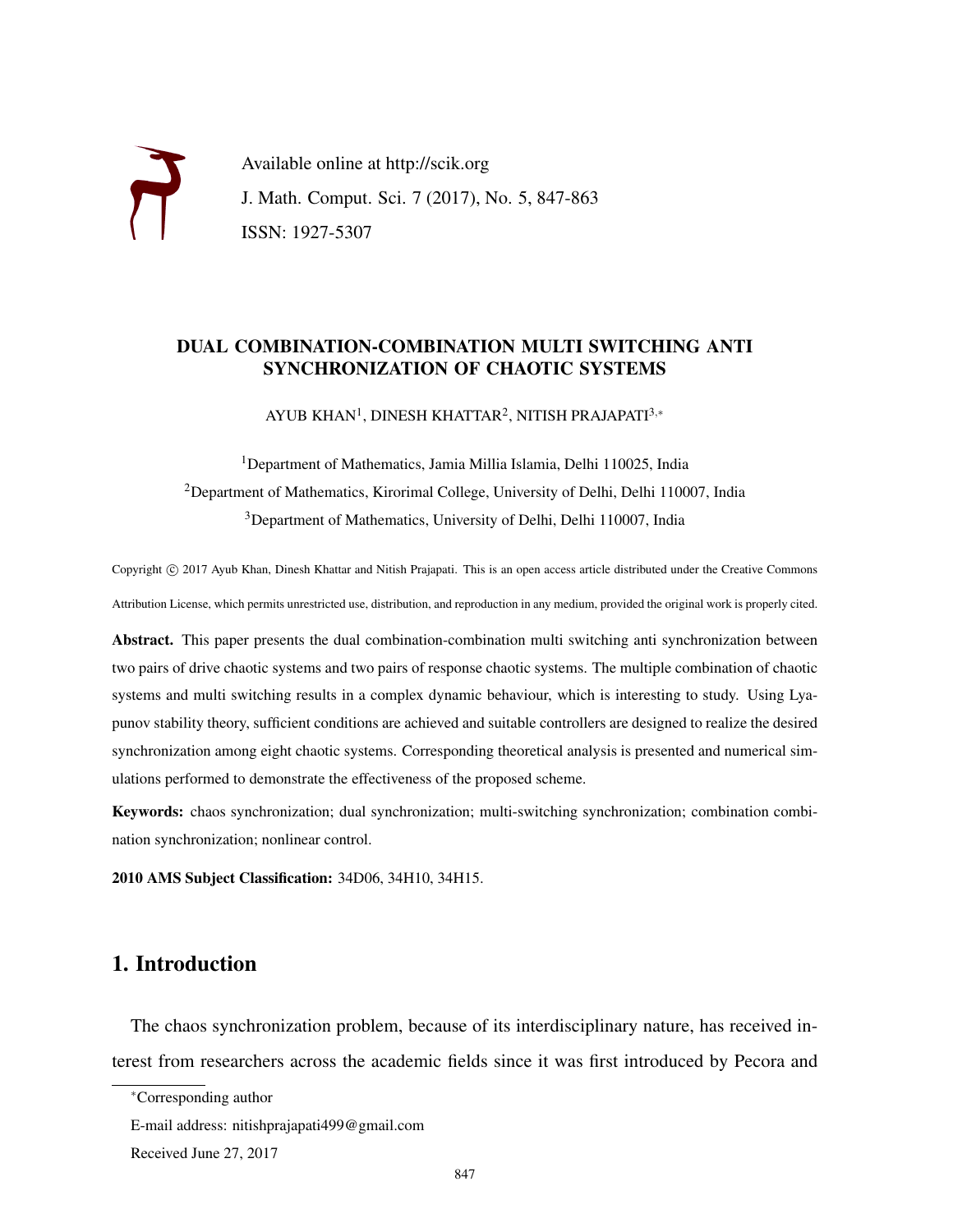Available online at http://scik.org

J. Math. Comput. Sci. 7 (2017), No. 5, 847-863

ISSN: 1927-5307

# DUAL COMBINATION-COMBINATION MULTI SWITCHING ANTI SYNCHRONIZATION OF CHAOTIC SYSTEMS

AYUB KHAN[1], DINESH KHATTAR[2], NITISH PRAJAPATI[3,*]

[1]Department of Mathematics, Jamia Millia Islamia, Delhi 110025, India

[2]Department of Mathematics, Kirorimal College, University of Delhi, Delhi 110007, India

[3]Department of Mathematics, University of Delhi, Delhi 110007, India

Copyright © 2017 Ayub Khan, Dinesh Khattar and Nitish Prajapati. This is an open access article distributed under the Creative Commons Attribution License, which permits unrestricted use, distribution, and reproduction in any medium, provided the original work is properly cited.

**Abstract.** This paper presents the dual combination-combination multi switching anti synchronization between two pairs of drive chaotic systems and two pairs of response chaotic systems. The multiple combination of chaotic systems and multi switching results in a complex dynamic behaviour, which is interesting to study. Using Lyapunov stability theory, sufficient conditions are achieved and suitable controllers are designed to realize the desired synchronization among eight chaotic systems. Corresponding theoretical analysis is presented and numerical simulations performed to demonstrate the effectiveness of the proposed scheme.

**Keywords:** chaos synchronization; dual synchronization; multi-switching synchronization; combination combination synchronization; nonlinear control.

**2010 AMS Subject Classification:** 34D06, 34H10, 34H15.

## 1. Introduction

The chaos synchronization problem, because of its interdisciplinary nature, has received interest from researchers across the academic fields since it was first introduced by Pecora and

*Corresponding author

E-mail address: nitishprajapati499@gmail.com

Received June 27, 2017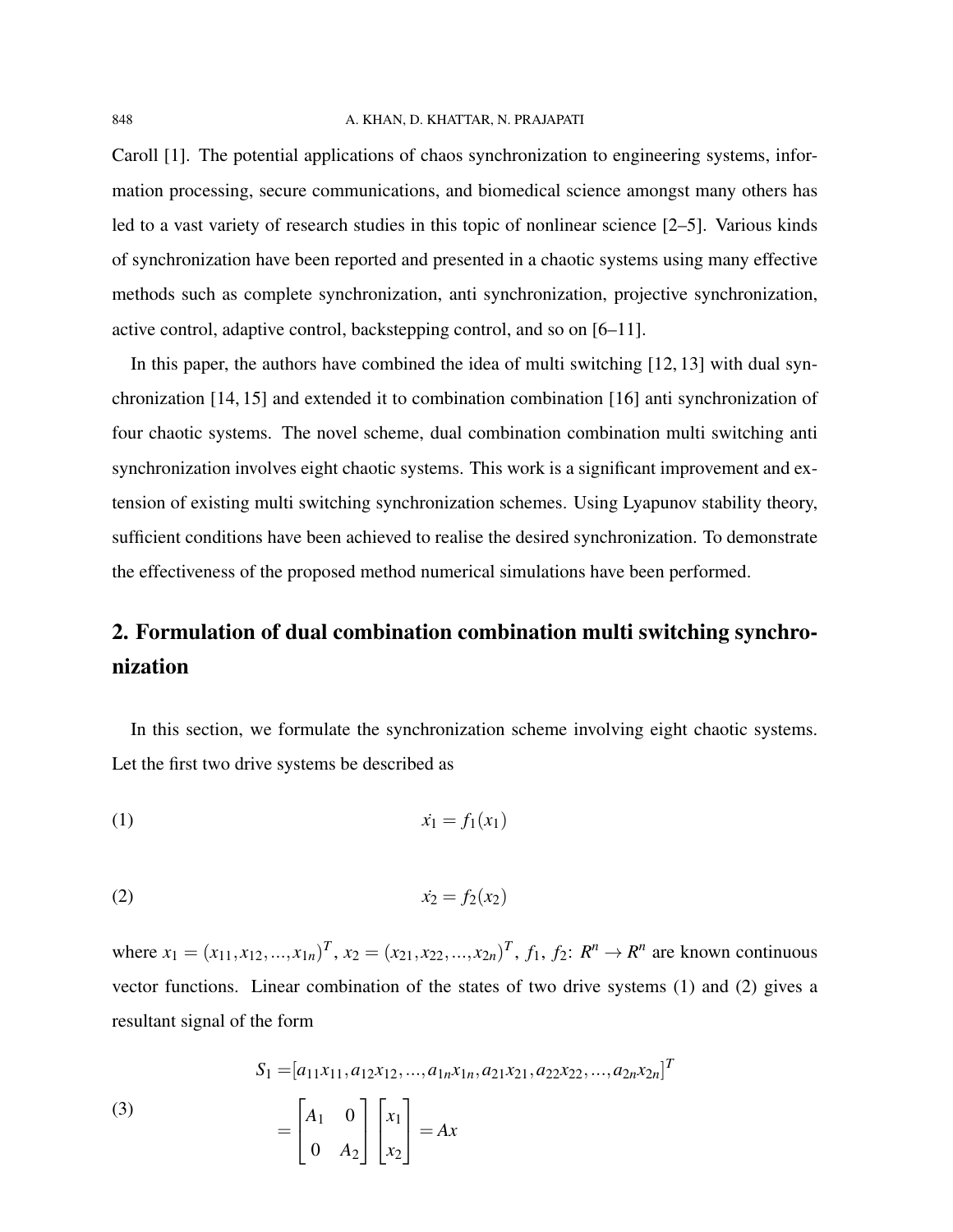Caroll [1]. The potential applications of chaos synchronization to engineering systems, information processing, secure communications, and biomedical science amongst many others has led to a vast variety of research studies in this topic of nonlinear science [2–5]. Various kinds of synchronization have been reported and presented in a chaotic systems using many effective methods such as complete synchronization, anti synchronization, projective synchronization, active control, adaptive control, backstepping control, and so on [6–11].

In this paper, the authors have combined the idea of multi switching [12, 13] with dual synchronization [14, 15] and extended it to combination combination [16] anti synchronization of four chaotic systems. The novel scheme, dual combination combination multi switching anti synchronization involves eight chaotic systems. This work is a significant improvement and extension of existing multi switching synchronization schemes. Using Lyapunov stability theory, sufficient conditions have been achieved to realise the desired synchronization. To demonstrate the effectiveness of the proposed method numerical simulations have been performed.

## 2. Formulation of dual combination combination multi switching synchronization

In this section, we formulate the synchronization scheme involving eight chaotic systems. Let the first two drive systems be described as

$$\dot{x_1} = f_1(x_1) \tag{1}$$

$$\dot{x_2} = f_2(x_2) \tag{2}$$

where $x_1 = (x_{11}, x_{12}, ..., x_{1n})^T$, $x_2 = (x_{21}, x_{22}, ..., x_{2n})^T$, $f_1$, $f_2$: $R^n \rightarrow R^n$ are known continuous vector functions. Linear combination of the states of two drive systems (1) and (2) gives a resultant signal of the form

$$\begin{aligned} S_1 =& [a_{11}x_{11}, a_{12}x_{12}, ..., a_{1n}x_{1n}, a_{21}x_{21}, a_{22}x_{22}, ..., a_{2n}x_{2n}]^T \\ =& \begin{bmatrix} A_1 & 0 \\ 0 & A_2 \end{bmatrix} \begin{bmatrix} x_1 \\ x_2 \end{bmatrix} = Ax \end{aligned} \tag{3}$$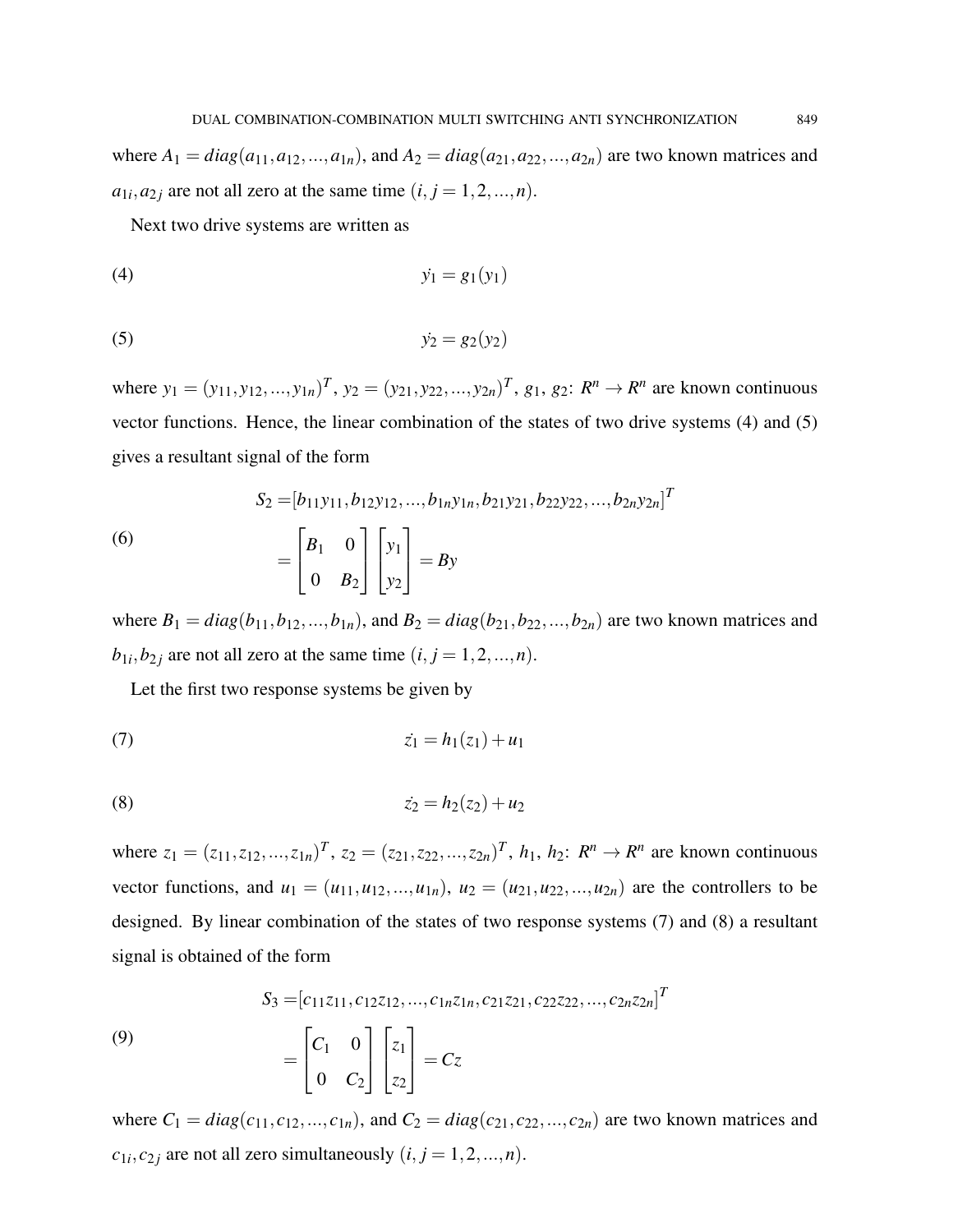where $A_1 = diag(a_{11}, a_{12}, ..., a_{1n})$, and $A_2 = diag(a_{21}, a_{22}, ..., a_{2n})$ are two known matrices and $a_{1i}, a_{2j}$ are not all zero at the same time $(i, j = 1, 2, ..., n)$.

Next two drive systems are written as

$$\dot{y_1} = g_1(y_1) \tag{4}$$

$$\dot{y_2} = g_2(y_2) \tag{5}$$

where $y_1 = (y_{11}, y_{12}, ..., y_{1n})^T$, $y_2 = (y_{21}, y_{22}, ..., y_{2n})^T$, $g_1$, $g_2$: $R^n \to R^n$ are known continuous vector functions. Hence, the linear combination of the states of two drive systems (4) and (5) gives a resultant signal of the form

$$\begin{aligned} S_2 =& [b_{11}y_{11}, b_{12}y_{12}, ..., b_{1n}y_{1n}, b_{21}y_{21}, b_{22}y_{22}, ..., b_{2n}y_{2n}]^T \\ =& \begin{bmatrix} B_1 & 0 \\ 0 & B_2 \end{bmatrix} \begin{bmatrix} y_1 \\ y_2 \end{bmatrix} = By \end{aligned} \tag{6}$$

where $B_1 = diag(b_{11}, b_{12}, ..., b_{1n})$, and $B_2 = diag(b_{21}, b_{22}, ..., b_{2n})$ are two known matrices and $b_{1i}, b_{2j}$ are not all zero at the same time $(i, j = 1, 2, ..., n)$.

Let the first two response systems be given by

$$\dot{z_1} = h_1(z_1) + u_1 \tag{7}$$

$$\dot{z_2} = h_2(z_2) + u_2 \tag{8}$$

where $z_1 = (z_{11}, z_{12}, ..., z_{1n})^T$, $z_2 = (z_{21}, z_{22}, ..., z_{2n})^T$, $h_1$, $h_2$: $R^n \to R^n$ are known continuous vector functions, and $u_1 = (u_{11}, u_{12}, ..., u_{1n})$, $u_2 = (u_{21}, u_{22}, ..., u_{2n})$ are the controllers to be designed. By linear combination of the states of two response systems (7) and (8) a resultant signal is obtained of the form

$$\begin{aligned} S_3 =& [c_{11}z_{11}, c_{12}z_{12}, ..., c_{1n}z_{1n}, c_{21}z_{21}, c_{22}z_{22}, ..., c_{2n}z_{2n}]^T \\ =& \begin{bmatrix} C_1 & 0 \\ 0 & C_2 \end{bmatrix} \begin{bmatrix} z_1 \\ z_2 \end{bmatrix} = Cz \end{aligned} \tag{9}$$

where $C_1 = diag(c_{11}, c_{12}, ..., c_{1n})$, and $C_2 = diag(c_{21}, c_{22}, ..., c_{2n})$ are two known matrices and $c_{1i}, c_{2j}$ are not all zero simultaneously $(i, j = 1, 2, ..., n)$.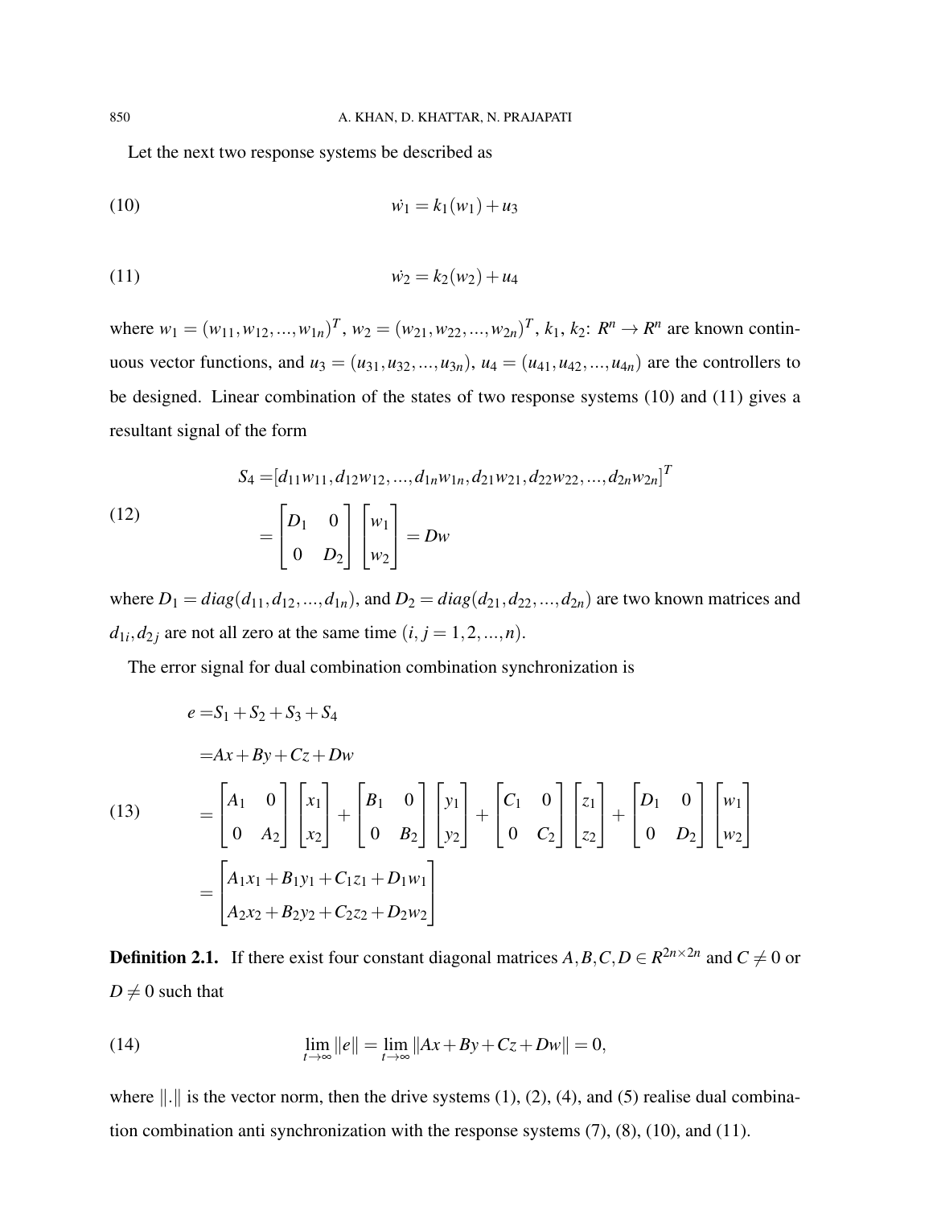Let the next two response systems be described as

$$\dot{w_1} = k_1(w_1) + u_3 \tag{10}$$

$$\dot{w_2} = k_2(w_2) + u_4 \tag{11}$$

where $w_1 = (w_{11}, w_{12}, ..., w_{1n})^T$, $w_2 = (w_{21}, w_{22}, ..., w_{2n})^T$, $k_1$, $k_2$: $R^n \to R^n$ are known continuous vector functions, and $u_3 = (u_{31}, u_{32}, ..., u_{3n})$, $u_4 = (u_{41}, u_{42}, ..., u_{4n})$ are the controllers to be designed. Linear combination of the states of two response systems (10) and (11) gives a resultant signal of the form

$$\begin{aligned} S_4 =& [d_{11}w_{11}, d_{12}w_{12}, ..., d_{1n}w_{1n}, d_{21}w_{21}, d_{22}w_{22}, ..., d_{2n}w_{2n}]^T \\ =& \begin{bmatrix} D_1 & 0 \\ 0 & D_2 \end{bmatrix} \begin{bmatrix} w_1 \\ w_2 \end{bmatrix} = Dw \end{aligned} \tag{12}$$

where $D_1 = diag(d_{11}, d_{12}, ..., d_{1n})$, and $D_2 = diag(d_{21}, d_{22}, ..., d_{2n})$ are two known matrices and $d_{1i}, d_{2j}$ are not all zero at the same time $(i, j = 1, 2, ..., n)$.

The error signal for dual combination combination synchronization is

$$\begin{aligned} e =& S_1 + S_2 + S_3 + S_4 \\ =& Ax + By + Cz + Dw \\ =& \begin{bmatrix} A_1 & 0 \\ 0 & A_2 \end{bmatrix} \begin{bmatrix} x_1 \\ x_2 \end{bmatrix} + \begin{bmatrix} B_1 & 0 \\ 0 & B_2 \end{bmatrix} \begin{bmatrix} y_1 \\ y_2 \end{bmatrix} + \begin{bmatrix} C_1 & 0 \\ 0 & C_2 \end{bmatrix} \begin{bmatrix} z_1 \\ z_2 \end{bmatrix} + \begin{bmatrix} D_1 & 0 \\ 0 & D_2 \end{bmatrix} \begin{bmatrix} w_1 \\ w_2 \end{bmatrix} \\ =& \begin{bmatrix} A_1x_1 + B_1y_1 + C_1z_1 + D_1w_1 \\ A_2x_2 + B_2y_2 + C_2z_2 + D_2w_2 \end{bmatrix} \end{aligned} \tag{13}$$

**Definition 2.1.** If there exist four constant diagonal matrices $A, B, C, D \in R^{2n \times 2n}$ and $C \neq 0$ or $D \neq 0$ such that

$$\lim_{t \to \infty} \|e\| = \lim_{t \to \infty} \|Ax + By + Cz + Dw\| = 0, \tag{14}$$

where $\|.\|$ is the vector norm, then the drive systems (1), (2), (4), and (5) realise dual combination combination anti synchronization with the response systems (7), (8), (10), and (11).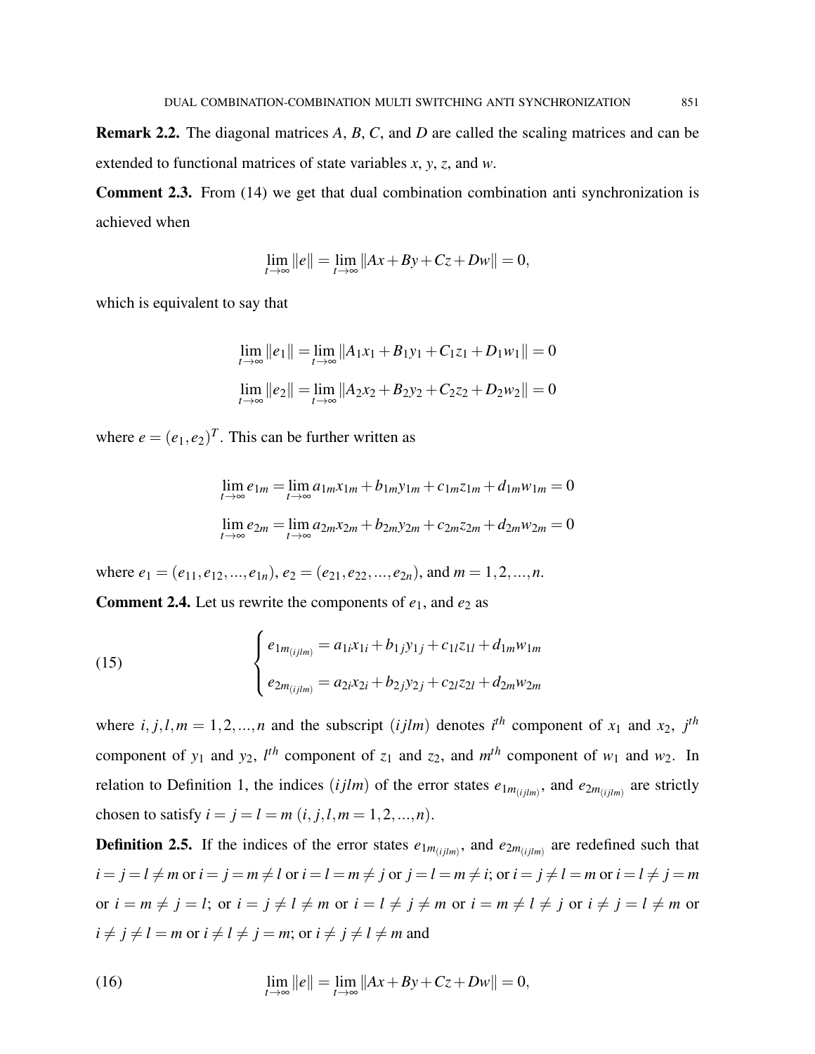**Remark 2.2.** The diagonal matrices $A$, $B$, $C$, and $D$ are called the scaling matrices and can be extended to functional matrices of state variables $x$, $y$, $z$, and $w$.

**Comment 2.3.** From (14) we get that dual combination combination anti synchronization is achieved when

$$\lim_{t\to\infty} \|e\| = \lim_{t\to\infty} \|Ax + By + Cz + Dw\| = 0,$$

which is equivalent to say that

$$\lim_{t\to\infty} \|e_1\| = \lim_{t\to\infty} \|A_1x_1 + B_1y_1 + C_1z_1 + D_1w_1\| = 0$$

$$\lim_{t\to\infty} \|e_2\| = \lim_{t\to\infty} \|A_2x_2 + B_2y_2 + C_2z_2 + D_2w_2\| = 0$$

where $e = (e_1, e_2)^T$. This can be further written as

$$\lim_{t\to\infty} e_{1m} = \lim_{t\to\infty} a_{1m}x_{1m} + b_{1m}y_{1m} + c_{1m}z_{1m} + d_{1m}w_{1m} = 0$$

$$\lim_{t\to\infty} e_{2m} = \lim_{t\to\infty} a_{2m}x_{2m} + b_{2m}y_{2m} + c_{2m}z_{2m} + d_{2m}w_{2m} = 0$$

where $e_1 = (e_{11}, e_{12}, ..., e_{1n})$, $e_2 = (e_{21}, e_{22}, ..., e_{2n})$, and $m = 1, 2, ..., n$.

**Comment 2.4.** Let us rewrite the components of $e_1$, and $e_2$ as

$$\begin{cases} e_{1m_{(ijlm)}} = a_{1i}x_{1i} + b_{1j}y_{1j} + c_{1l}z_{1l} + d_{1m}w_{1m} \\ e_{2m_{(ijlm)}} = a_{2i}x_{2i} + b_{2j}y_{2j} + c_{2l}z_{2l} + d_{2m}w_{2m} \end{cases} \tag{15}$$

where $i, j, l, m = 1, 2, ..., n$ and the subscript $(ijlm)$ denotes $i^{th}$ component of $x_1$ and $x_2$, $j^{th}$ component of $y_1$ and $y_2$, $l^{th}$ component of $z_1$ and $z_2$, and $m^{th}$ component of $w_1$ and $w_2$. In relation to Definition 1, the indices $(ijlm)$ of the error states $e_{1m_{(ijlm)}}$, and $e_{2m_{(ijlm)}}$ are strictly chosen to satisfy $i = j = l = m$ $(i, j, l, m = 1, 2, ..., n)$.

**Definition 2.5.** If the indices of the error states $e_{1m_{(ijlm)}}$, and $e_{2m_{(ijlm)}}$ are redefined such that $i = j = l \neq m$ or $i = j = m \neq l$ or $i = l = m \neq j$ or $j = l = m \neq i$; or $i = j \neq l = m$ or $i = l \neq j = m$ or $i = m \neq j = l$; or $i = j \neq l \neq m$ or $i = l \neq j \neq m$ or $i = m \neq l \neq j$ or $i \neq j = l \neq m$ or $i \neq j \neq l = m$ or $i \neq l \neq j = m$; or $i \neq j \neq l \neq m$ and

$$\lim_{t\to\infty} \|e\| = \lim_{t\to\infty} \|Ax + By + Cz + Dw\| = 0, \tag{16}$$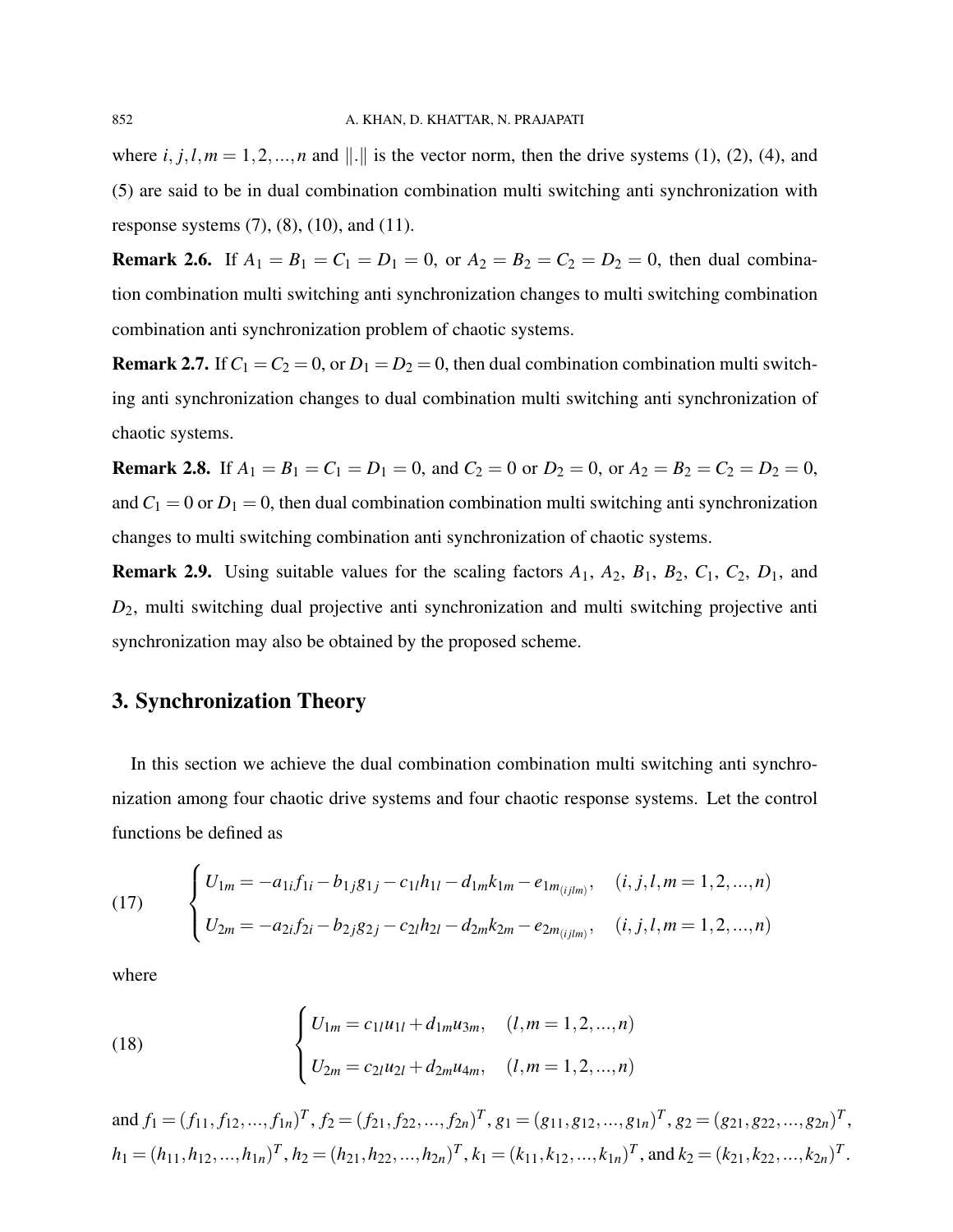where $i, j, l, m = 1, 2, ..., n$ and $\|.\|$ is the vector norm, then the drive systems (1), (2), (4), and (5) are said to be in dual combination combination multi switching anti synchronization with response systems (7), (8), (10), and (11).

**Remark 2.6.** If $A_1 = B_1 = C_1 = D_1 = 0$, or $A_2 = B_2 = C_2 = D_2 = 0$, then dual combination combination multi switching anti synchronization changes to multi switching combination combination anti synchronization problem of chaotic systems.

**Remark 2.7.** If $C_1 = C_2 = 0$, or $D_1 = D_2 = 0$, then dual combination combination multi switching anti synchronization changes to dual combination multi switching anti synchronization of chaotic systems.

**Remark 2.8.** If $A_1 = B_1 = C_1 = D_1 = 0$, and $C_2 = 0$ or $D_2 = 0$, or $A_2 = B_2 = C_2 = D_2 = 0$, and $C_1 = 0$ or $D_1 = 0$, then dual combination combination multi switching anti synchronization changes to multi switching combination anti synchronization of chaotic systems.

**Remark 2.9.** Using suitable values for the scaling factors $A_1$, $A_2$, $B_1$, $B_2$, $C_1$, $C_2$, $D_1$, and $D_2$, multi switching dual projective anti synchronization and multi switching projective anti synchronization may also be obtained by the proposed scheme.

## 3. Synchronization Theory

In this section we achieve the dual combination combination multi switching anti synchronization among four chaotic drive systems and four chaotic response systems. Let the control functions be defined as

$$
(17) \qquad \begin{cases} U_{1m} = -a_{1i}f_{1i} - b_{1j}g_{1j} - c_{1l}h_{1l} - d_{1m}k_{1m} - e_{1m_{(ijlm)}}, & (i, j, l, m = 1, 2, ..., n) \\ U_{2m} = -a_{2i}f_{2i} - b_{2j}g_{2j} - c_{2l}h_{2l} - d_{2m}k_{2m} - e_{2m_{(ijlm)}}, & (i, j, l, m = 1, 2, ..., n) \end{cases}
$$

where

$$
(18) \qquad \begin{cases} U_{1m} = c_{1l}u_{1l} + d_{1m}u_{3m}, & (l, m = 1, 2, ..., n) \\ U_{2m} = c_{2l}u_{2l} + d_{2m}u_{4m}, & (l, m = 1, 2, ..., n) \end{cases}
$$

and $f_1 = (f_{11}, f_{12}, ..., f_{1n})^T$, $f_2 = (f_{21}, f_{22}, ..., f_{2n})^T$, $g_1 = (g_{11}, g_{12}, ..., g_{1n})^T$, $g_2 = (g_{21}, g_{22}, ..., g_{2n})^T$, $h_1 = (h_{11}, h_{12}, ..., h_{1n})^T$, $h_2 = (h_{21}, h_{22}, ..., h_{2n})^T$, $k_1 = (k_{11}, k_{12}, ..., k_{1n})^T$, and $k_2 = (k_{21}, k_{22}, ..., k_{2n})^T$.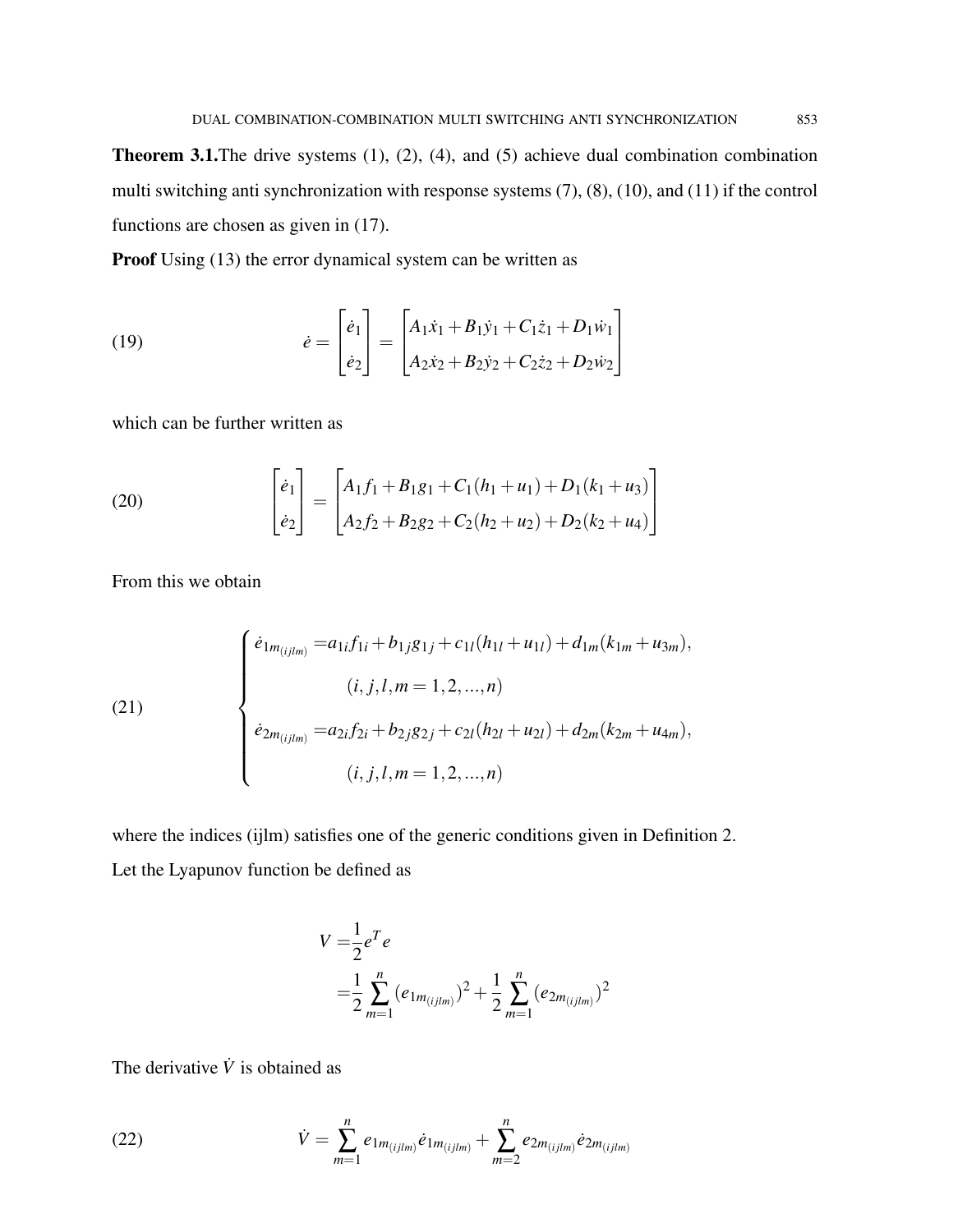**Theorem 3.1.** The drive systems (1), (2), (4), and (5) achieve dual combination combination multi switching anti synchronization with response systems (7), (8), (10), and (11) if the control functions are chosen as given in (17).

**Proof** Using (13) the error dynamical system can be written as

$$\dot{e} = \begin{bmatrix} \dot{e}_1 \\ \dot{e}_2 \end{bmatrix} = \begin{bmatrix} A_1\dot{x}_1 + B_1\dot{y}_1 + C_1\dot{z}_1 + D_1\dot{w}_1 \\ A_2\dot{x}_2 + B_2\dot{y}_2 + C_2\dot{z}_2 + D_2\dot{w}_2 \end{bmatrix} \tag{19}$$

which can be further written as

$$\begin{bmatrix} \dot{e}_1 \\ \dot{e}_2 \end{bmatrix} = \begin{bmatrix} A_1 f_1 + B_1 g_1 + C_1(h_1 + u_1) + D_1(k_1 + u_3) \\ A_2 f_2 + B_2 g_2 + C_2(h_2 + u_2) + D_2(k_2 + u_4) \end{bmatrix} \tag{20}$$

From this we obtain

$$\begin{cases} \dot{e}_{1m_{(ijlm)}} = a_{1i} f_{1i} + b_{1j} g_{1j} + c_{1l}(h_{1l} + u_{1l}) + d_{1m}(k_{1m} + u_{3m}), \\ \qquad\qquad (i,j,l,m = 1,2,...,n) \\ \dot{e}_{2m_{(ijlm)}} = a_{2i} f_{2i} + b_{2j} g_{2j} + c_{2l}(h_{2l} + u_{2l}) + d_{2m}(k_{2m} + u_{4m}), \\ \qquad\qquad (i,j,l,m = 1,2,...,n) \end{cases} \tag{21}$$

where the indices (ijlm) satisfies one of the generic conditions given in Definition 2.

Let the Lyapunov function be defined as

$$\begin{aligned} V =& \frac{1}{2} e^T e \\ =& \frac{1}{2} \sum_{m=1}^{n} (e_{1m_{(ijlm)}})^2 + \frac{1}{2} \sum_{m=1}^{n} (e_{2m_{(ijlm)}})^2 \end{aligned}$$

The derivative $\dot{V}$ is obtained as

$$\dot{V} = \sum_{m=1}^{n} e_{1m_{(ijlm)}} \dot{e}_{1m_{(ijlm)}} + \sum_{m=2}^{n} e_{2m_{(ijlm)}} \dot{e}_{2m_{(ijlm)}} \tag{22}$$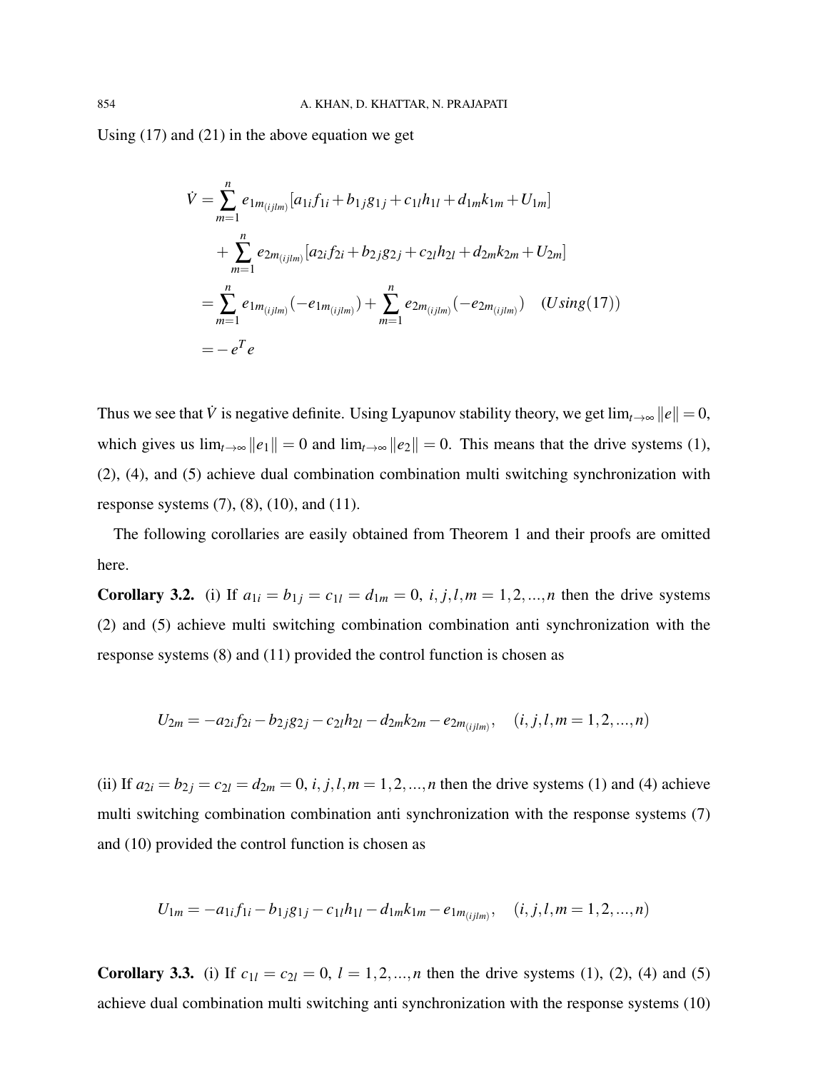Using (17) and (21) in the above equation we get

$$
\begin{aligned}
\dot{V} &= \sum_{m=1}^{n} e_{1m_{(ijlm)}}[a_{1i}f_{1i} + b_{1j}g_{1j} + c_{1l}h_{1l} + d_{1m}k_{1m} + U_{1m}] \\
&\quad + \sum_{m=1}^{n} e_{2m_{(ijlm)}}[a_{2i}f_{2i} + b_{2j}g_{2j} + c_{2l}h_{2l} + d_{2m}k_{2m} + U_{2m}] \\
&= \sum_{m=1}^{n} e_{1m_{(ijlm)}}(-e_{1m_{(ijlm)}}) + \sum_{m=1}^{n} e_{2m_{(ijlm)}}(-e_{2m_{(ijlm)}}) \quad (Using(17)) \\
&= -e^T e
\end{aligned}
$$

Thus we see that $\dot{V}$ is negative definite. Using Lyapunov stability theory, we get $\lim_{t\to\infty} \|e\| = 0$, which gives us $\lim_{t\to\infty} \|e_1\| = 0$ and $\lim_{t\to\infty} \|e_2\| = 0$. This means that the drive systems (1), (2), (4), and (5) achieve dual combination combination multi switching synchronization with response systems (7), (8), (10), and (11).

The following corollaries are easily obtained from Theorem 1 and their proofs are omitted here.

**Corollary 3.2.** (i) If $a_{1i} = b_{1j} = c_{1l} = d_{1m} = 0$, $i, j, l, m = 1, 2, ..., n$ then the drive systems (2) and (5) achieve multi switching combination combination anti synchronization with the response systems (8) and (11) provided the control function is chosen as

$$
U_{2m} = -a_{2i}f_{2i} - b_{2j}g_{2j} - c_{2l}h_{2l} - d_{2m}k_{2m} - e_{2m_{(ijlm)}}, \quad (i, j, l, m = 1, 2, ..., n)
$$

(ii) If $a_{2i} = b_{2j} = c_{2l} = d_{2m} = 0$, $i, j, l, m = 1, 2, ..., n$ then the drive systems (1) and (4) achieve multi switching combination combination anti synchronization with the response systems (7) and (10) provided the control function is chosen as

$$
U_{1m} = -a_{1i}f_{1i} - b_{1j}g_{1j} - c_{1l}h_{1l} - d_{1m}k_{1m} - e_{1m_{(ijlm)}}, \quad (i, j, l, m = 1, 2, ..., n)
$$

**Corollary 3.3.** (i) If $c_{1l} = c_{2l} = 0$, $l = 1, 2, ..., n$ then the drive systems (1), (2), (4) and (5) achieve dual combination multi switching anti synchronization with the response systems (10)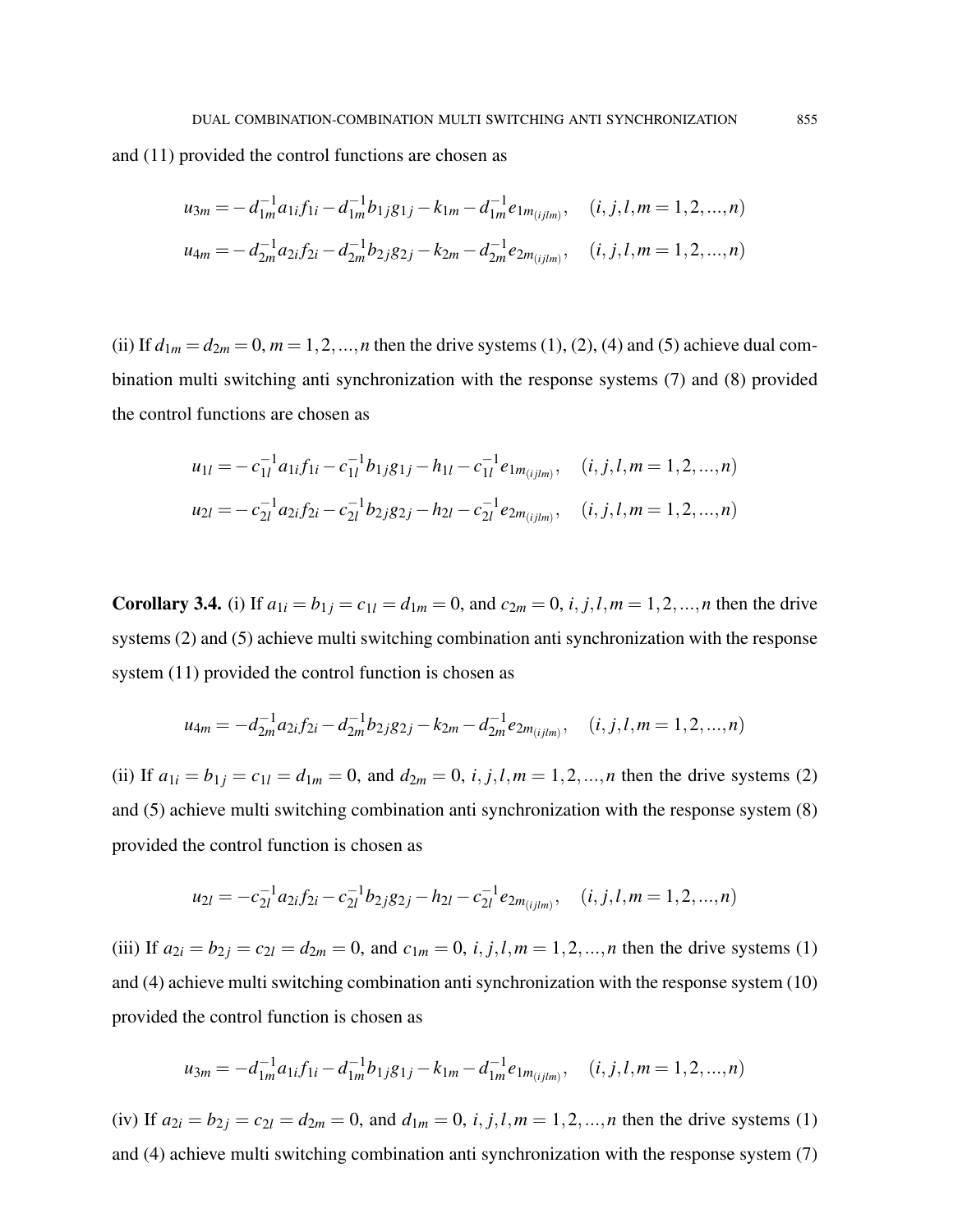and (11) provided the control functions are chosen as

$$u_{3m} = -d_{1m}^{-1}a_{1i}f_{1i} - d_{1m}^{-1}b_{1j}g_{1j} - k_{1m} - d_{1m}^{-1}e_{1m_{(ijlm)}}, \quad (i,j,l,m = 1,2,...,n)$$

$$u_{4m} = -d_{2m}^{-1}a_{2i}f_{2i} - d_{2m}^{-1}b_{2j}g_{2j} - k_{2m} - d_{2m}^{-1}e_{2m_{(ijlm)}}, \quad (i,j,l,m = 1,2,...,n)$$

(ii) If $d_{1m} = d_{2m} = 0, m = 1,2,...,n$ then the drive systems (1), (2), (4) and (5) achieve dual combination multi switching anti synchronization with the response systems (7) and (8) provided the control functions are chosen as

$$u_{1l} = -c_{1l}^{-1}a_{1i}f_{1i} - c_{1l}^{-1}b_{1j}g_{1j} - h_{1l} - c_{1l}^{-1}e_{1m_{(ijlm)}}, \quad (i,j,l,m = 1,2,...,n)$$

$$u_{2l} = -c_{2l}^{-1}a_{2i}f_{2i} - c_{2l}^{-1}b_{2j}g_{2j} - h_{2l} - c_{2l}^{-1}e_{2m_{(ijlm)}}, \quad (i,j,l,m = 1,2,...,n)$$

**Corollary 3.4.** (i) If $a_{1i} = b_{1j} = c_{1l} = d_{1m} = 0$, and $c_{2m} = 0$, $i,j,l,m = 1,2,...,n$ then the drive systems (2) and (5) achieve multi switching combination anti synchronization with the response system (11) provided the control function is chosen as

$$u_{4m} = -d_{2m}^{-1}a_{2i}f_{2i} - d_{2m}^{-1}b_{2j}g_{2j} - k_{2m} - d_{2m}^{-1}e_{2m_{(ijlm)}}, \quad (i,j,l,m = 1,2,...,n)$$

(ii) If $a_{1i} = b_{1j} = c_{1l} = d_{1m} = 0$, and $d_{2m} = 0$, $i,j,l,m = 1,2,...,n$ then the drive systems (2) and (5) achieve multi switching combination anti synchronization with the response system (8) provided the control function is chosen as

$$u_{2l} = -c_{2l}^{-1}a_{2i}f_{2i} - c_{2l}^{-1}b_{2j}g_{2j} - h_{2l} - c_{2l}^{-1}e_{2m_{(ijlm)}}, \quad (i,j,l,m = 1,2,...,n)$$

(iii) If $a_{2i} = b_{2j} = c_{2l} = d_{2m} = 0$, and $c_{1m} = 0$, $i,j,l,m = 1,2,...,n$ then the drive systems (1) and (4) achieve multi switching combination anti synchronization with the response system (10) provided the control function is chosen as

$$u_{3m} = -d_{1m}^{-1}a_{1i}f_{1i} - d_{1m}^{-1}b_{1j}g_{1j} - k_{1m} - d_{1m}^{-1}e_{1m_{(ijlm)}}, \quad (i,j,l,m = 1,2,...,n)$$

(iv) If $a_{2i} = b_{2j} = c_{2l} = d_{2m} = 0$, and $d_{1m} = 0$, $i,j,l,m = 1,2,...,n$ then the drive systems (1) and (4) achieve multi switching combination anti synchronization with the response system (7)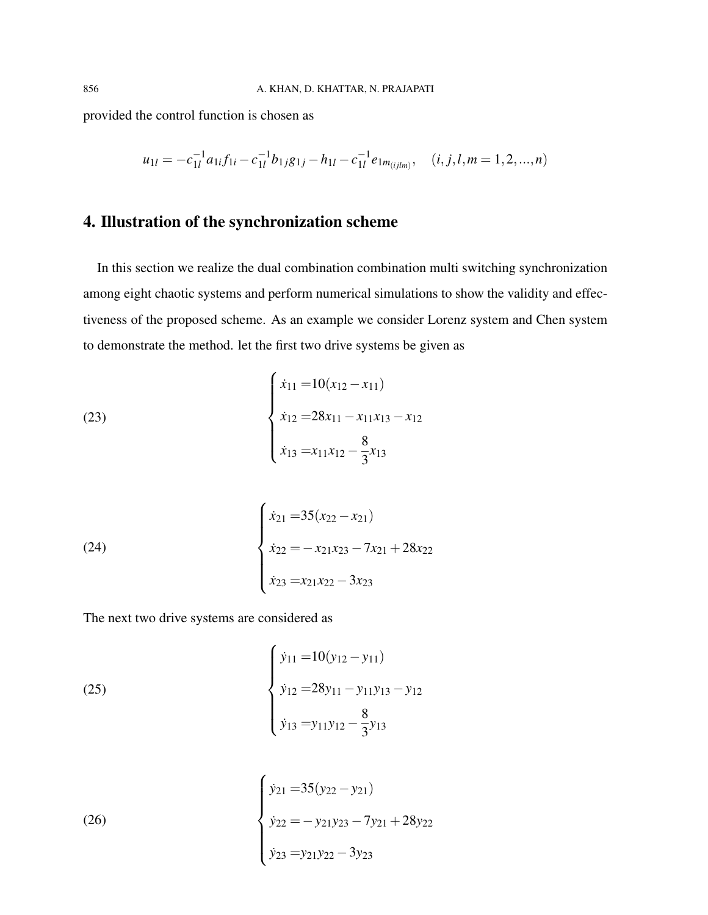provided the control function is chosen as

$$u_{1l} = -c_{1l}^{-1} a_{1i} f_{1i} - c_{1l}^{-1} b_{1j} g_{1j} - h_{1l} - c_{1l}^{-1} e_{1m_{(ijlm)}}, \quad (i,j,l,m = 1,2,...,n)$$

## 4. Illustration of the synchronization scheme

In this section we realize the dual combination combination multi switching synchronization among eight chaotic systems and perform numerical simulations to show the validity and effectiveness of the proposed scheme. As an example we consider Lorenz system and Chen system to demonstrate the method. let the first two drive systems be given as

$$\begin{cases} \dot{x}_{11} = 10(x_{12} - x_{11}) \\ \dot{x}_{12} = 28x_{11} - x_{11}x_{13} - x_{12} \\ \dot{x}_{13} = x_{11}x_{12} - \dfrac{8}{3}x_{13} \end{cases} \tag{23}$$

$$\begin{cases} \dot{x}_{21} = 35(x_{22} - x_{21}) \\ \dot{x}_{22} = -x_{21}x_{23} - 7x_{21} + 28x_{22} \\ \dot{x}_{23} = x_{21}x_{22} - 3x_{23} \end{cases} \tag{24}$$

The next two drive systems are considered as

$$\begin{cases} \dot{y}_{11} = 10(y_{12} - y_{11}) \\ \dot{y}_{12} = 28y_{11} - y_{11}y_{13} - y_{12} \\ \dot{y}_{13} = y_{11}y_{12} - \dfrac{8}{3}y_{13} \end{cases} \tag{25}$$

$$\begin{cases} \dot{y}_{21} = 35(y_{22} - y_{21}) \\ \dot{y}_{22} = -y_{21}y_{23} - 7y_{21} + 28y_{22} \\ \dot{y}_{23} = y_{21}y_{22} - 3y_{23} \end{cases} \tag{26}$$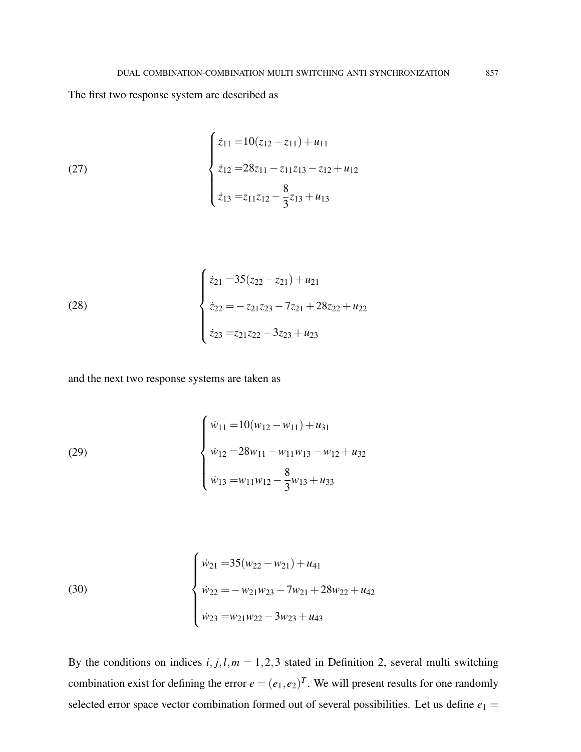The first two response system are described as

$$
\begin{cases}
\dot{z}_{11} = 10(z_{12} - z_{11}) + u_{11} \\
\dot{z}_{12} = 28z_{11} - z_{11}z_{13} - z_{12} + u_{12} \\
\dot{z}_{13} = z_{11}z_{12} - \dfrac{8}{3}z_{13} + u_{13}
\end{cases}
\tag{27}
$$

$$
\begin{cases}
\dot{z}_{21} = 35(z_{22} - z_{21}) + u_{21} \\
\dot{z}_{22} = -z_{21}z_{23} - 7z_{21} + 28z_{22} + u_{22} \\
\dot{z}_{23} = z_{21}z_{22} - 3z_{23} + u_{23}
\end{cases}
\tag{28}
$$

and the next two response systems are taken as

$$
\begin{cases}
\dot{w}_{11} = 10(w_{12} - w_{11}) + u_{31} \\
\dot{w}_{12} = 28w_{11} - w_{11}w_{13} - w_{12} + u_{32} \\
\dot{w}_{13} = w_{11}w_{12} - \dfrac{8}{3}w_{13} + u_{33}
\end{cases}
\tag{29}
$$

$$
\begin{cases}
\dot{w}_{21} = 35(w_{22} - w_{21}) + u_{41} \\
\dot{w}_{22} = -w_{21}w_{23} - 7w_{21} + 28w_{22} + u_{42} \\
\dot{w}_{23} = w_{21}w_{22} - 3w_{23} + u_{43}
\end{cases}
\tag{30}
$$

By the conditions on indices $i, j, l, m = 1, 2, 3$ stated in Definition 2, several multi switching combination exist for defining the error $e = (e_1, e_2)^T$. We will present results for one randomly selected error space vector combination formed out of several possibilities. Let us define $e_1 =$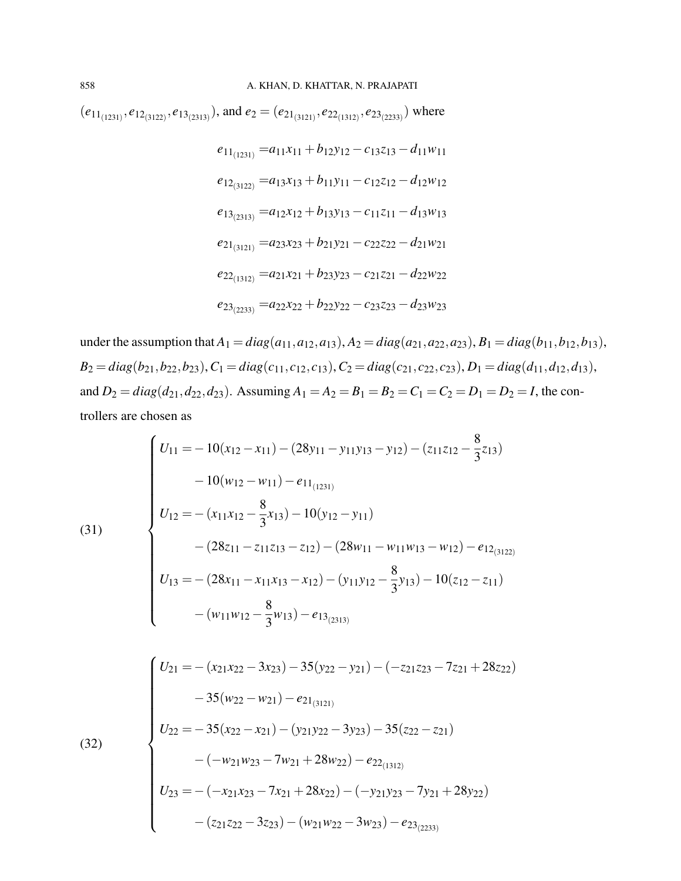$(e_{11_{(1231)}}, e_{12_{(3122)}}, e_{13_{(2313)}})$, and $e_2 = (e_{21_{(3121)}}, e_{22_{(1312)}}, e_{23_{(2233)}})$ where

$$
\begin{aligned}
e_{11_{(1231)}} &= a_{11}x_{11} + b_{12}y_{12} - c_{13}z_{13} - d_{11}w_{11} \\
e_{12_{(3122)}} &= a_{13}x_{13} + b_{11}y_{11} - c_{12}z_{12} - d_{12}w_{12} \\
e_{13_{(2313)}} &= a_{12}x_{12} + b_{13}y_{13} - c_{11}z_{11} - d_{13}w_{13} \\
e_{21_{(3121)}} &= a_{23}x_{23} + b_{21}y_{21} - c_{22}z_{22} - d_{21}w_{21} \\
e_{22_{(1312)}} &= a_{21}x_{21} + b_{23}y_{23} - c_{21}z_{21} - d_{22}w_{22} \\
e_{23_{(2233)}} &= a_{22}x_{22} + b_{22}y_{22} - c_{23}z_{23} - d_{23}w_{23}
\end{aligned}
$$

under the assumption that $A_1 = diag(a_{11}, a_{12}, a_{13}), A_2 = diag(a_{21}, a_{22}, a_{23}), B_1 = diag(b_{11}, b_{12}, b_{13})$, $B_2 = diag(b_{21}, b_{22}, b_{23}), C_1 = diag(c_{11}, c_{12}, c_{13}), C_2 = diag(c_{21}, c_{22}, c_{23}), D_1 = diag(d_{11}, d_{12}, d_{13})$, and $D_2 = diag(d_{21}, d_{22}, d_{23})$. Assuming $A_1 = A_2 = B_1 = B_2 = C_1 = C_2 = D_1 = D_2 = I$, the controllers are chosen as

$$
(31) \qquad
\begin{cases}
U_{11} = -10(x_{12} - x_{11}) - (28y_{11} - y_{11}y_{13} - y_{12}) - (z_{11}z_{12} - \frac{8}{3}z_{13}) \\
\qquad\quad - 10(w_{12} - w_{11}) - e_{11_{(1231)}} \\
U_{12} = -(x_{11}x_{12} - \frac{8}{3}x_{13}) - 10(y_{12} - y_{11}) \\
\qquad\quad - (28z_{11} - z_{11}z_{13} - z_{12}) - (28w_{11} - w_{11}w_{13} - w_{12}) - e_{12_{(3122)}} \\
U_{13} = -(28x_{11} - x_{11}x_{13} - x_{12}) - (y_{11}y_{12} - \frac{8}{3}y_{13}) - 10(z_{12} - z_{11}) \\
\qquad\quad - (w_{11}w_{12} - \frac{8}{3}w_{13}) - e_{13_{(2313)}}
\end{cases}
$$

$$
(32) \qquad
\begin{cases}
U_{21} = -(x_{21}x_{22} - 3x_{23}) - 35(y_{22} - y_{21}) - (-z_{21}z_{23} - 7z_{21} + 28z_{22}) \\
\qquad\quad - 35(w_{22} - w_{21}) - e_{21_{(3121)}} \\
U_{22} = -35(x_{22} - x_{21}) - (y_{21}y_{22} - 3y_{23}) - 35(z_{22} - z_{21}) \\
\qquad\quad - (-w_{21}w_{23} - 7w_{21} + 28w_{22}) - e_{22_{(1312)}} \\
U_{23} = -(-x_{21}x_{23} - 7x_{21} + 28x_{22}) - (-y_{21}y_{23} - 7y_{21} + 28y_{22}) \\
\qquad\quad - (z_{21}z_{22} - 3z_{23}) - (w_{21}w_{22} - 3w_{23}) - e_{23_{(2233)}}
\end{cases}
$$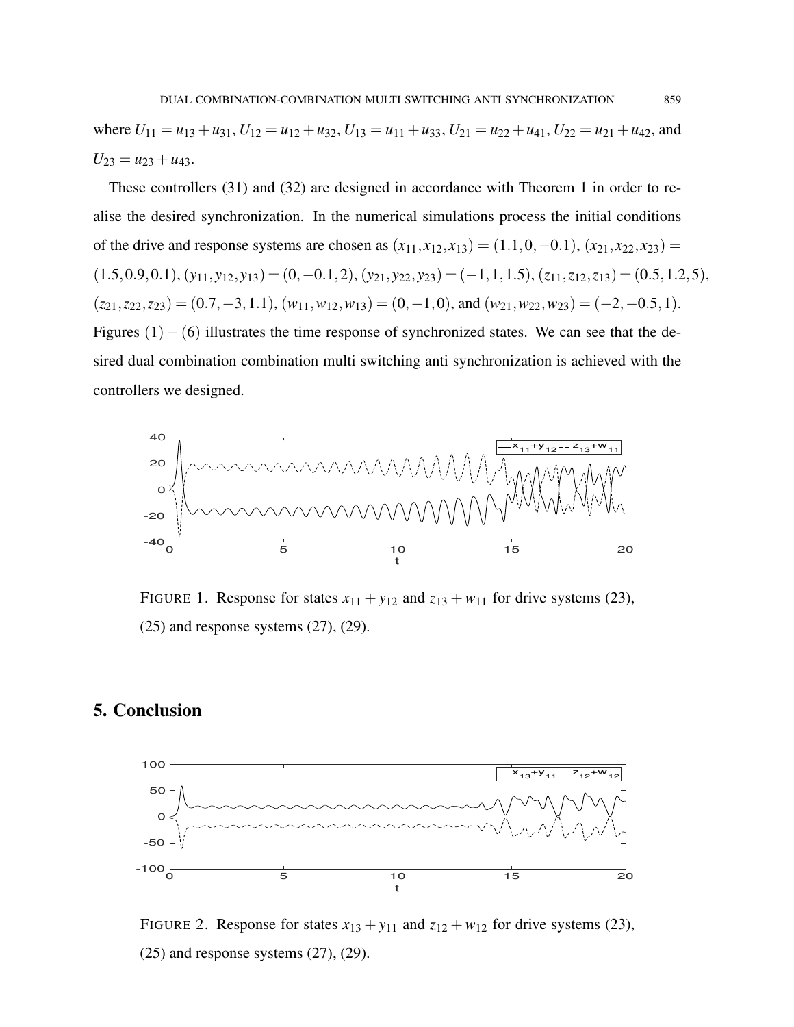where $U_{11} = u_{13} + u_{31}$, $U_{12} = u_{12} + u_{32}$, $U_{13} = u_{11} + u_{33}$, $U_{21} = u_{22} + u_{41}$, $U_{22} = u_{21} + u_{42}$, and $U_{23} = u_{23} + u_{43}$.

These controllers (31) and (32) are designed in accordance with Theorem 1 in order to realise the desired synchronization. In the numerical simulations process the initial conditions of the drive and response systems are chosen as $(x_{11}, x_{12}, x_{13}) = (1.1, 0, -0.1)$, $(x_{21}, x_{22}, x_{23}) = (1.5, 0.9, 0.1)$, $(y_{11}, y_{12}, y_{13}) = (0, -0.1, 2)$, $(y_{21}, y_{22}, y_{23}) = (-1, 1, 1.5)$, $(z_{11}, z_{12}, z_{13}) = (0.5, 1.2, 5)$, $(z_{21}, z_{22}, z_{23}) = (0.7, -3, 1.1)$, $(w_{11}, w_{12}, w_{13}) = (0, -1, 0)$, and $(w_{21}, w_{22}, w_{23}) = (-2, -0.5, 1)$. Figures $(1) - (6)$ illustrates the time response of synchronized states. We can see that the desired dual combination combination multi switching anti synchronization is achieved with the controllers we designed.

FIGURE 1. Response for states $x_{11} + y_{12}$ and $z_{13} + w_{11}$ for drive systems (23), (25) and response systems (27), (29).

## 5. Conclusion

FIGURE 2. Response for states $x_{13} + y_{11}$ and $z_{12} + w_{12}$ for drive systems (23), (25) and response systems (27), (29).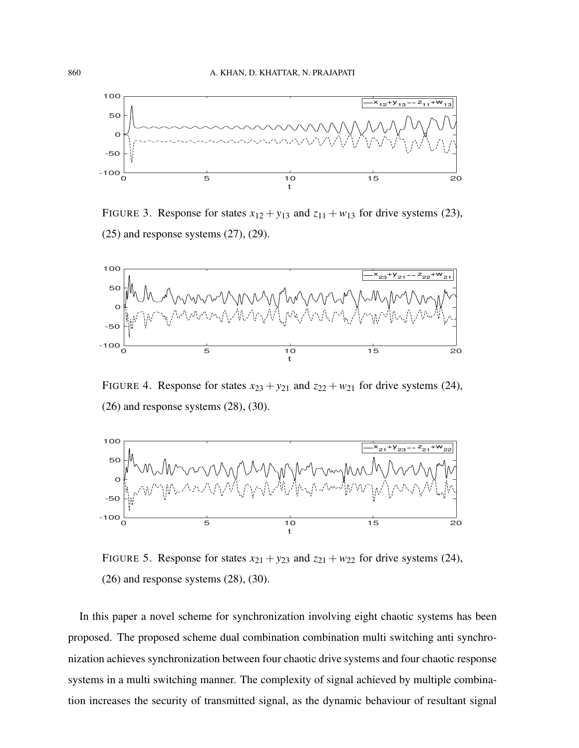FIGURE 3. Response for states $x_{12} + y_{13}$ and $z_{11} + w_{13}$ for drive systems (23), (25) and response systems (27), (29).

FIGURE 4. Response for states $x_{23} + y_{21}$ and $z_{22} + w_{21}$ for drive systems (24), (26) and response systems (28), (30).

FIGURE 5. Response for states $x_{21} + y_{23}$ and $z_{21} + w_{22}$ for drive systems (24), (26) and response systems (28), (30).

In this paper a novel scheme for synchronization involving eight chaotic systems has been proposed. The proposed scheme dual combination combination multi switching anti synchronization achieves synchronization between four chaotic drive systems and four chaotic response systems in a multi switching manner. The complexity of signal achieved by multiple combination increases the security of transmitted signal, as the dynamic behaviour of resultant signal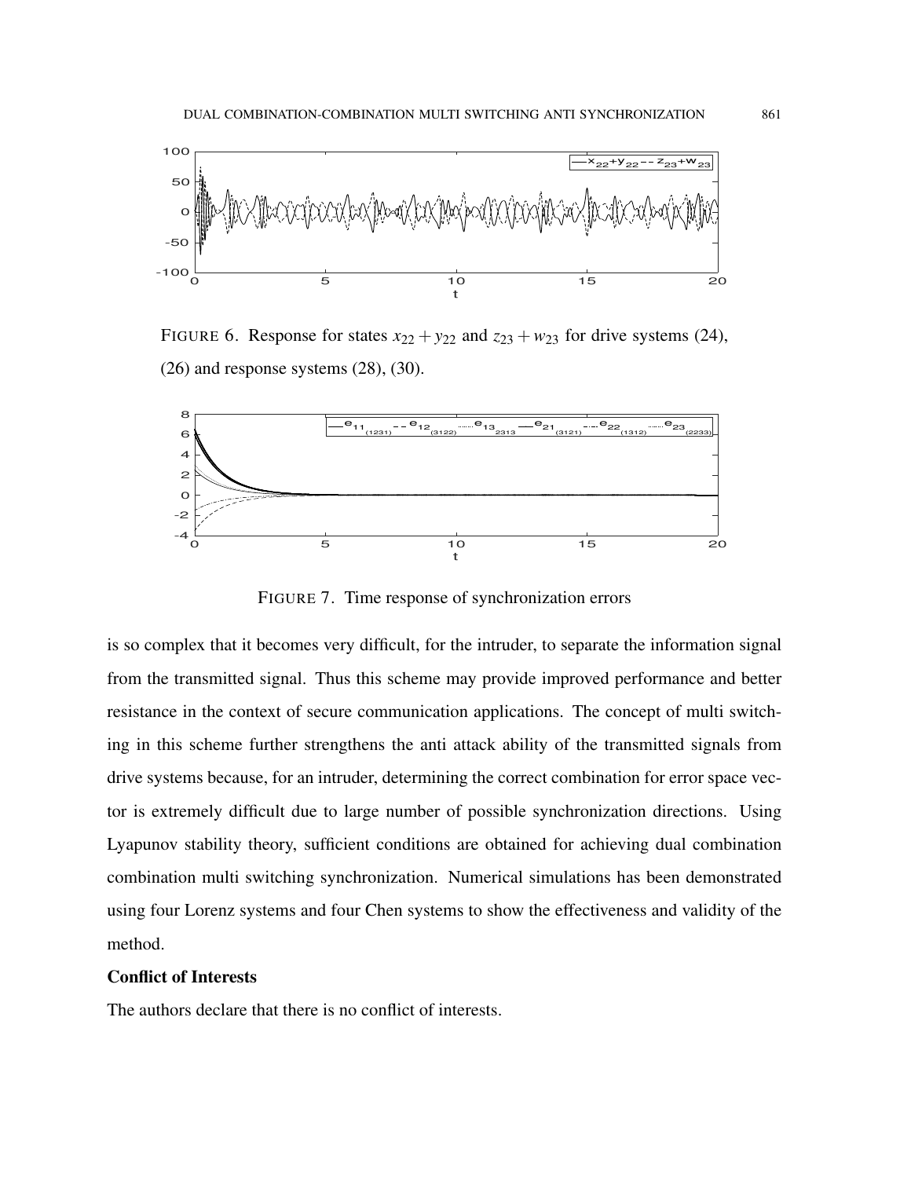FIGURE 6. Response for states $x_{22}+y_{22}$ and $z_{23}+w_{23}$ for drive systems (24), (26) and response systems (28), (30).

FIGURE 7. Time response of synchronization errors

is so complex that it becomes very difficult, for the intruder, to separate the information signal from the transmitted signal. Thus this scheme may provide improved performance and better resistance in the context of secure communication applications. The concept of multi switching in this scheme further strengthens the anti attack ability of the transmitted signals from drive systems because, for an intruder, determining the correct combination for error space vector is extremely difficult due to large number of possible synchronization directions. Using Lyapunov stability theory, sufficient conditions are obtained for achieving dual combination combination multi switching synchronization. Numerical simulations has been demonstrated using four Lorenz systems and four Chen systems to show the effectiveness and validity of the method.

**Conflict of Interests**

The authors declare that there is no conflict of interests.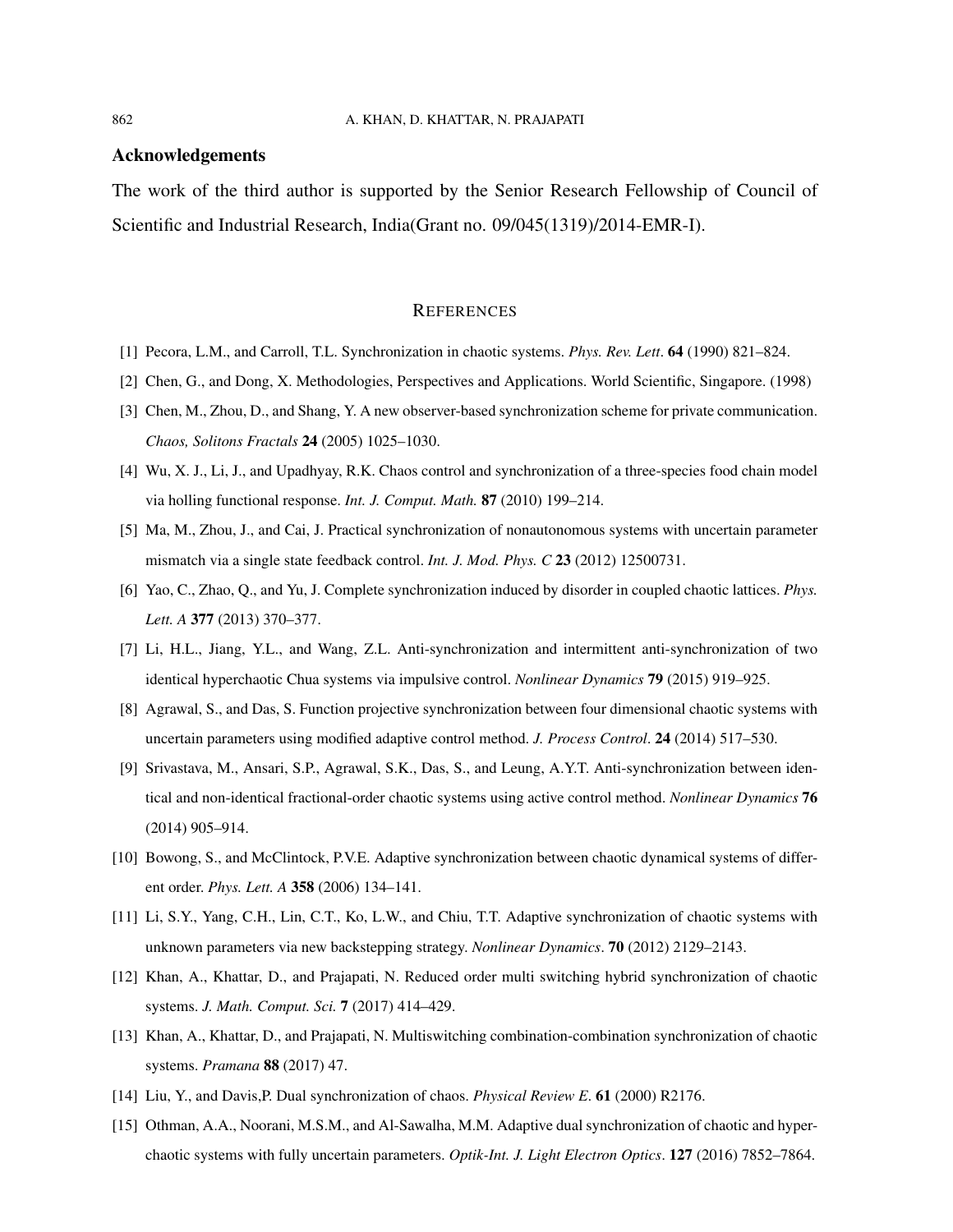## Acknowledgements

The work of the third author is supported by the Senior Research Fellowship of Council of Scientific and Industrial Research, India(Grant no. 09/045(1319)/2014-EMR-I).

## REFERENCES

[1] Pecora, L.M., and Carroll, T.L. Synchronization in chaotic systems. *Phys. Rev. Lett*. **64** (1990) 821–824.

[2] Chen, G., and Dong, X. Methodologies, Perspectives and Applications. World Scientific, Singapore. (1998)

[3] Chen, M., Zhou, D., and Shang, Y. A new observer-based synchronization scheme for private communication. *Chaos, Solitons Fractals* **24** (2005) 1025–1030.

[4] Wu, X. J., Li, J., and Upadhyay, R.K. Chaos control and synchronization of a three-species food chain model via holling functional response. *Int. J. Comput. Math.* **87** (2010) 199–214.

[5] Ma, M., Zhou, J., and Cai, J. Practical synchronization of nonautonomous systems with uncertain parameter mismatch via a single state feedback control. *Int. J. Mod. Phys. C* **23** (2012) 12500731.

[6] Yao, C., Zhao, Q., and Yu, J. Complete synchronization induced by disorder in coupled chaotic lattices. *Phys. Lett. A* **377** (2013) 370–377.

[7] Li, H.L., Jiang, Y.L., and Wang, Z.L. Anti-synchronization and intermittent anti-synchronization of two identical hyperchaotic Chua systems via impulsive control. *Nonlinear Dynamics* **79** (2015) 919–925.

[8] Agrawal, S., and Das, S. Function projective synchronization between four dimensional chaotic systems with uncertain parameters using modified adaptive control method. *J. Process Control*. **24** (2014) 517–530.

[9] Srivastava, M., Ansari, S.P., Agrawal, S.K., Das, S., and Leung, A.Y.T. Anti-synchronization between identical and non-identical fractional-order chaotic systems using active control method. *Nonlinear Dynamics* **76** (2014) 905–914.

[10] Bowong, S., and McClintock, P.V.E. Adaptive synchronization between chaotic dynamical systems of different order. *Phys. Lett. A* **358** (2006) 134–141.

[11] Li, S.Y., Yang, C.H., Lin, C.T., Ko, L.W., and Chiu, T.T. Adaptive synchronization of chaotic systems with unknown parameters via new backstepping strategy. *Nonlinear Dynamics*. **70** (2012) 2129–2143.

[12] Khan, A., Khattar, D., and Prajapati, N. Reduced order multi switching hybrid synchronization of chaotic systems. *J. Math. Comput. Sci.* **7** (2017) 414–429.

[13] Khan, A., Khattar, D., and Prajapati, N. Multiswitching combination-combination synchronization of chaotic systems. *Pramana* **88** (2017) 47.

[14] Liu, Y., and Davis,P. Dual synchronization of chaos. *Physical Review E*. **61** (2000) R2176.

[15] Othman, A.A., Noorani, M.S.M., and Al-Sawalha, M.M. Adaptive dual synchronization of chaotic and hyperchaotic systems with fully uncertain parameters. *Optik-Int. J. Light Electron Optics*. **127** (2016) 7852–7864.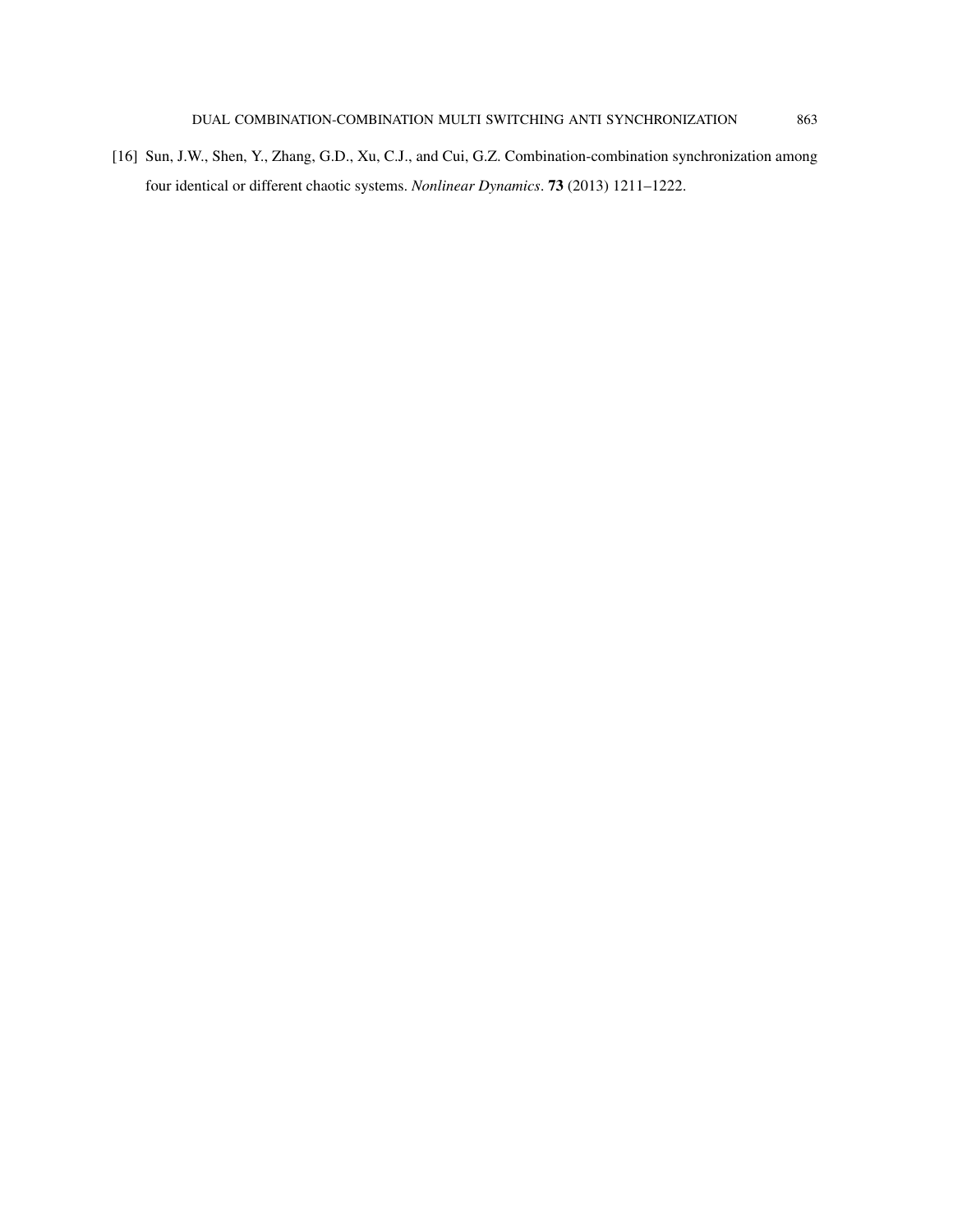[16] Sun, J.W., Shen, Y., Zhang, G.D., Xu, C.J., and Cui, G.Z. Combination-combination synchronization among four identical or different chaotic systems. *Nonlinear Dynamics*. **73** (2013) 1211–1222.